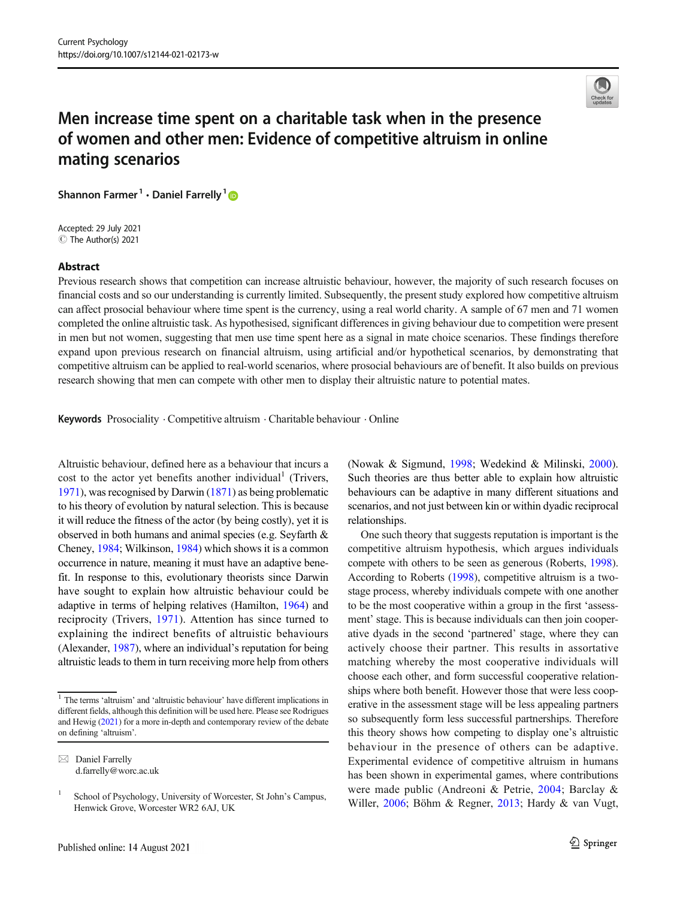# Men increase time spent on a charitable task when in the presence of women and other men: Evidence of competitive altruism in online mating scenarios

**Shannon Farmer**[1] · **Daniel Farrelly**[1]

Accepted: 29 July 2021
© The Author(s) 2021

## Abstract

Previous research shows that competition can increase altruistic behaviour, however, the majority of such research focuses on financial costs and so our understanding is currently limited. Subsequently, the present study explored how competitive altruism can affect prosocial behaviour where time spent is the currency, using a real world charity. A sample of 67 men and 71 women completed the online altruistic task. As hypothesised, significant differences in giving behaviour due to competition were present in men but not women, suggesting that men use time spent here as a signal in mate choice scenarios. These findings therefore expand upon previous research on financial altruism, using artificial and/or hypothetical scenarios, by demonstrating that competitive altruism can be applied to real-world scenarios, where prosocial behaviours are of benefit. It also builds on previous research showing that men can compete with other men to display their altruistic nature to potential mates.

**Keywords** Prosociality · Competitive altruism · Charitable behaviour · Online

Altruistic behaviour, defined here as a behaviour that incurs a cost to the actor yet benefits another individual[1] (Trivers, 1971), was recognised by Darwin (1871) as being problematic to his theory of evolution by natural selection. This is because it will reduce the fitness of the actor (by being costly), yet it is observed in both humans and animal species (e.g. Seyfarth & Cheney, 1984; Wilkinson, 1984) which shows it is a common occurrence in nature, meaning it must have an adaptive benefit. In response to this, evolutionary theorists since Darwin have sought to explain how altruistic behaviour could be adaptive in terms of helping relatives (Hamilton, 1964) and reciprocity (Trivers, 1971). Attention has since turned to explaining the indirect benefits of altruistic behaviours (Alexander, 1987), where an individual's reputation for being altruistic leads to them in turn receiving more help from others (Nowak & Sigmund, 1998; Wedekind & Milinski, 2000). Such theories are thus better able to explain how altruistic behaviours can be adaptive in many different situations and scenarios, and not just between kin or within dyadic reciprocal relationships.

One such theory that suggests reputation is important is the competitive altruism hypothesis, which argues individuals compete with others to be seen as generous (Roberts, 1998). According to Roberts (1998), competitive altruism is a two-stage process, whereby individuals compete with one another to be the most cooperative within a group in the first 'assessment' stage. This is because individuals can then join cooperative dyads in the second 'partnered' stage, where they can actively choose their partner. This results in assortative matching whereby the most cooperative individuals will choose each other, and form successful cooperative relationships where both benefit. However those that were less cooperative in the assessment stage will be less appealing partners so subsequently form less successful partnerships. Therefore this theory shows how competing to display one's altruistic behaviour in the presence of others can be adaptive. Experimental evidence of competitive altruism in humans has been shown in experimental games, where contributions were made public (Andreoni & Petrie, 2004; Barclay & Willer, 2006; Böhm & Regner, 2013; Hardy & van Vugt,

[1] The terms 'altruism' and 'altruistic behaviour' have different implications in different fields, although this definition will be used here. Please see Rodrigues and Hewig (2021) for a more in-depth and contemporary review of the debate on defining 'altruism'.

✉ Daniel Farrelly
d.farrelly@worc.ac.uk

[1] School of Psychology, University of Worcester, St John's Campus, Henwick Grove, Worcester WR2 6AJ, UK

Published online: 14 August 2021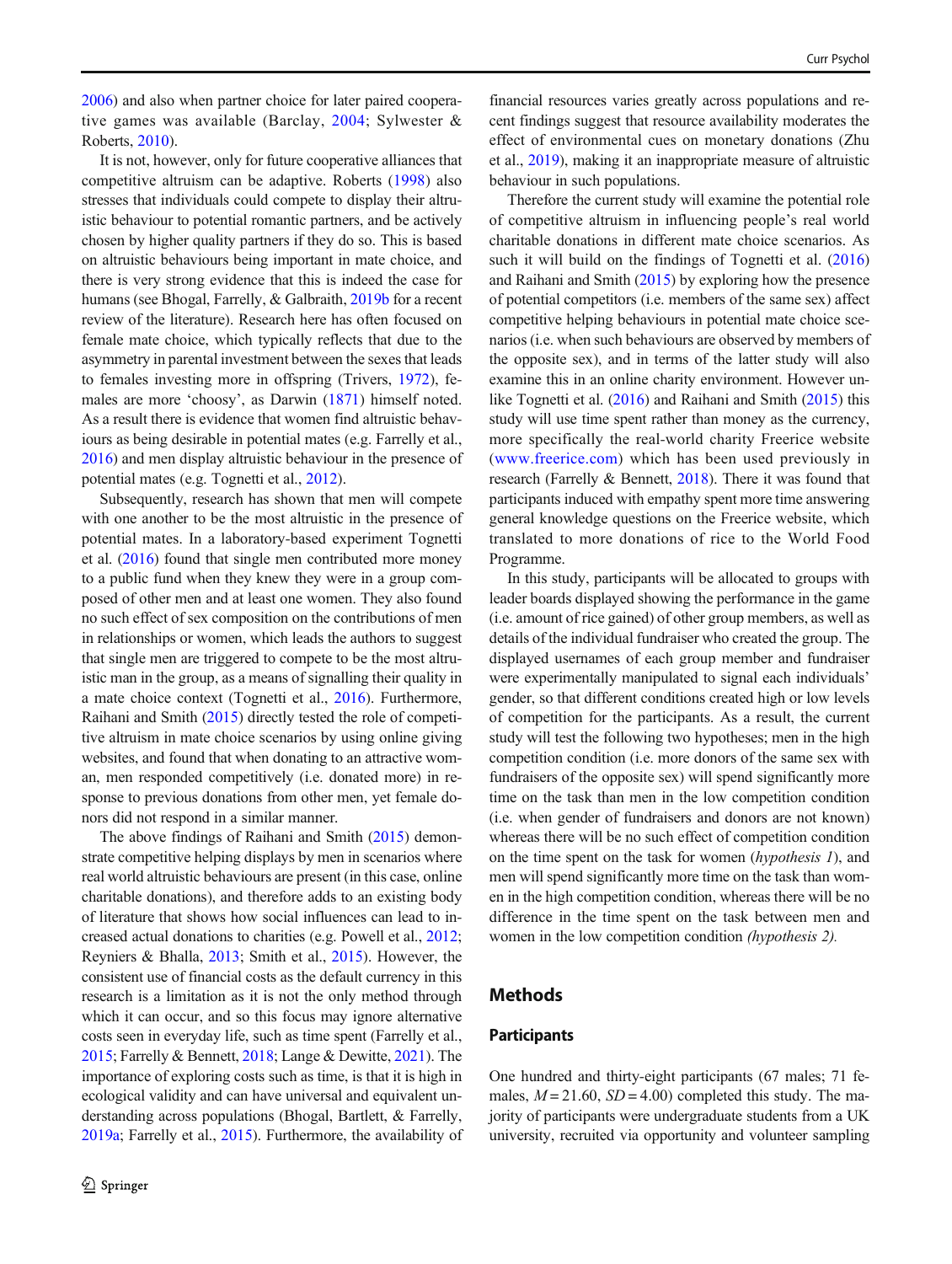2006) and also when partner choice for later paired cooperative games was available (Barclay, 2004; Sylwester & Roberts, 2010).

It is not, however, only for future cooperative alliances that competitive altruism can be adaptive. Roberts (1998) also stresses that individuals could compete to display their altruistic behaviour to potential romantic partners, and be actively chosen by higher quality partners if they do so. This is based on altruistic behaviours being important in mate choice, and there is very strong evidence that this is indeed the case for humans (see Bhogal, Farrelly, & Galbraith, 2019b for a recent review of the literature). Research here has often focused on female mate choice, which typically reflects that due to the asymmetry in parental investment between the sexes that leads to females investing more in offspring (Trivers, 1972), females are more 'choosy', as Darwin (1871) himself noted. As a result there is evidence that women find altruistic behaviours as being desirable in potential mates (e.g. Farrelly et al., 2016) and men display altruistic behaviour in the presence of potential mates (e.g. Tognetti et al., 2012).

Subsequently, research has shown that men will compete with one another to be the most altruistic in the presence of potential mates. In a laboratory-based experiment Tognetti et al. (2016) found that single men contributed more money to a public fund when they knew they were in a group composed of other men and at least one women. They also found no such effect of sex composition on the contributions of men in relationships or women, which leads the authors to suggest that single men are triggered to compete to be the most altruistic man in the group, as a means of signalling their quality in a mate choice context (Tognetti et al., 2016). Furthermore, Raihani and Smith (2015) directly tested the role of competitive altruism in mate choice scenarios by using online giving websites, and found that when donating to an attractive woman, men responded competitively (i.e. donated more) in response to previous donations from other men, yet female donors did not respond in a similar manner.

The above findings of Raihani and Smith (2015) demonstrate competitive helping displays by men in scenarios where real world altruistic behaviours are present (in this case, online charitable donations), and therefore adds to an existing body of literature that shows how social influences can lead to increased actual donations to charities (e.g. Powell et al., 2012; Reyniers & Bhalla, 2013; Smith et al., 2015). However, the consistent use of financial costs as the default currency in this research is a limitation as it is not the only method through which it can occur, and so this focus may ignore alternative costs seen in everyday life, such as time spent (Farrelly et al., 2015; Farrelly & Bennett, 2018; Lange & Dewitte, 2021). The importance of exploring costs such as time, is that it is high in ecological validity and can have universal and equivalent understanding across populations (Bhogal, Bartlett, & Farrelly, 2019a; Farrelly et al., 2015). Furthermore, the availability of financial resources varies greatly across populations and recent findings suggest that resource availability moderates the effect of environmental cues on monetary donations (Zhu et al., 2019), making it an inappropriate measure of altruistic behaviour in such populations.

Therefore the current study will examine the potential role of competitive altruism in influencing people's real world charitable donations in different mate choice scenarios. As such it will build on the findings of Tognetti et al. (2016) and Raihani and Smith (2015) by exploring how the presence of potential competitors (i.e. members of the same sex) affect competitive helping behaviours in potential mate choice scenarios (i.e. when such behaviours are observed by members of the opposite sex), and in terms of the latter study will also examine this in an online charity environment. However unlike Tognetti et al. (2016) and Raihani and Smith (2015) this study will use time spent rather than money as the currency, more specifically the real-world charity Freerice website (www.freerice.com) which has been used previously in research (Farrelly & Bennett, 2018). There it was found that participants induced with empathy spent more time answering general knowledge questions on the Freerice website, which translated to more donations of rice to the World Food Programme.

In this study, participants will be allocated to groups with leader boards displayed showing the performance in the game (i.e. amount of rice gained) of other group members, as well as details of the individual fundraiser who created the group. The displayed usernames of each group member and fundraiser were experimentally manipulated to signal each individuals' gender, so that different conditions created high or low levels of competition for the participants. As a result, the current study will test the following two hypotheses; men in the high competition condition (i.e. more donors of the same sex with fundraisers of the opposite sex) will spend significantly more time on the task than men in the low competition condition (i.e. when gender of fundraisers and donors are not known) whereas there will be no such effect of competition condition on the time spent on the task for women (*hypothesis 1*), and men will spend significantly more time on the task than women in the high competition condition, whereas there will be no difference in the time spent on the task between men and women in the low competition condition *(hypothesis 2).*

## Methods

### Participants

One hundred and thirty-eight participants (67 males; 71 females, $M = 21.60$, $SD = 4.00$) completed this study. The majority of participants were undergraduate students from a UK university, recruited via opportunity and volunteer sampling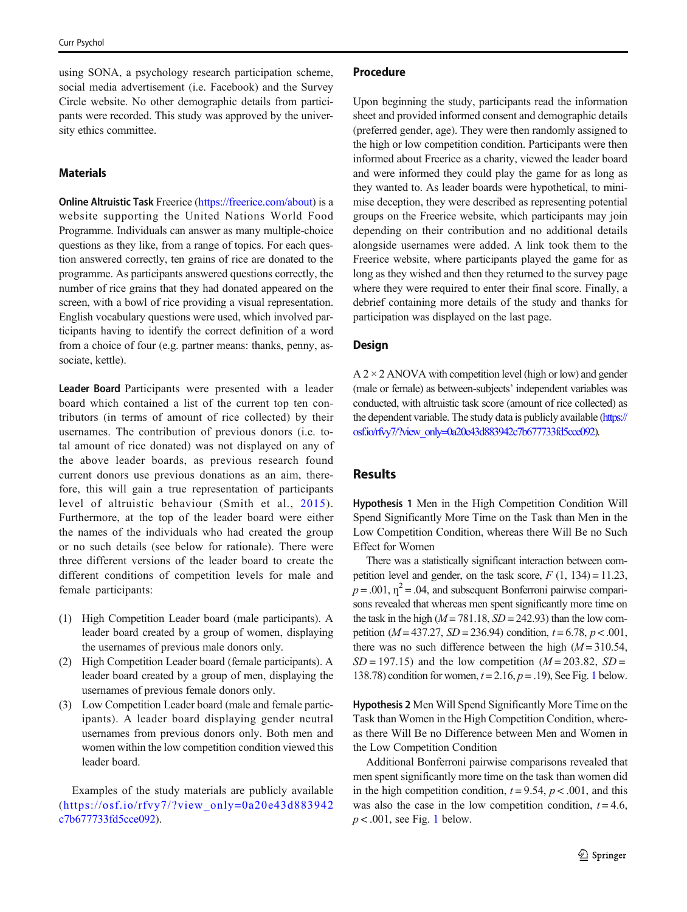using SONA, a psychology research participation scheme, social media advertisement (i.e. Facebook) and the Survey Circle website. No other demographic details from participants were recorded. This study was approved by the university ethics committee.

### Materials

**Online Altruistic Task** Freerice (https://freerice.com/about) is a website supporting the United Nations World Food Programme. Individuals can answer as many multiple-choice questions as they like, from a range of topics. For each question answered correctly, ten grains of rice are donated to the programme. As participants answered questions correctly, the number of rice grains that they had donated appeared on the screen, with a bowl of rice providing a visual representation. English vocabulary questions were used, which involved participants having to identify the correct definition of a word from a choice of four (e.g. partner means: thanks, penny, associate, kettle).

**Leader Board** Participants were presented with a leader board which contained a list of the current top ten contributors (in terms of amount of rice collected) by their usernames. The contribution of previous donors (i.e. total amount of rice donated) was not displayed on any of the above leader boards, as previous research found current donors use previous donations as an aim, therefore, this will gain a true representation of participants level of altruistic behaviour (Smith et al., 2015). Furthermore, at the top of the leader board were either the names of the individuals who had created the group or no such details (see below for rationale). There were three different versions of the leader board to create the different conditions of competition levels for male and female participants:

1. High Competition Leader board (male participants). A leader board created by a group of women, displaying the usernames of previous male donors only.
2. High Competition Leader board (female participants). A leader board created by a group of men, displaying the usernames of previous female donors only.
3. Low Competition Leader board (male and female participants). A leader board displaying gender neutral usernames from previous donors only. Both men and women within the low competition condition viewed this leader board.

Examples of the study materials are publicly available (https://osf.io/rfvy7/?view_only=0a20e43d883942c7b677733fd5cce092).

### Procedure

Upon beginning the study, participants read the information sheet and provided informed consent and demographic details (preferred gender, age). They were then randomly assigned to the high or low competition condition. Participants were then informed about Freerice as a charity, viewed the leader board and were informed they could play the game for as long as they wanted to. As leader boards were hypothetical, to minimise deception, they were described as representing potential groups on the Freerice website, which participants may join depending on their contribution and no additional details alongside usernames were added. A link took them to the Freerice website, where participants played the game for as long as they wished and then they returned to the survey page where they were required to enter their final score. Finally, a debrief containing more details of the study and thanks for participation was displayed on the last page.

### Design

A 2 × 2 ANOVA with competition level (high or low) and gender (male or female) as between-subjects' independent variables was conducted, with altruistic task score (amount of rice collected) as the dependent variable. The study data is publicly available (https://osf.io/rfvy7/?view_only=0a20e43d883942c7b677733fd5cce092).

## Results

**Hypothesis 1** Men in the High Competition Condition Will Spend Significantly More Time on the Task than Men in the Low Competition Condition, whereas there Will Be no Such Effect for Women

There was a statistically significant interaction between competition level and gender, on the task score, $F$ (1, 134) = 11.23, $p = .001$, $\eta^2 = .04$, and subsequent Bonferroni pairwise comparisons revealed that whereas men spent significantly more time on the task in the high ($M = 781.18$, $SD = 242.93$) than the low competition ($M = 437.27$, $SD = 236.94$) condition, $t = 6.78$, $p < .001$, there was no such difference between the high ($M = 310.54$, $SD = 197.15$) and the low competition ($M = 203.82$, $SD = 138.78$) condition for women, $t = 2.16$, $p = .19$), See Fig. 1 below.

**Hypothesis 2** Men Will Spend Significantly More Time on the Task than Women in the High Competition Condition, whereas there Will Be no Difference between Men and Women in the Low Competition Condition

Additional Bonferroni pairwise comparisons revealed that men spent significantly more time on the task than women did in the high competition condition, $t = 9.54$, $p < .001$, and this was also the case in the low competition condition, $t = 4.6$, $p < .001$, see Fig. 1 below.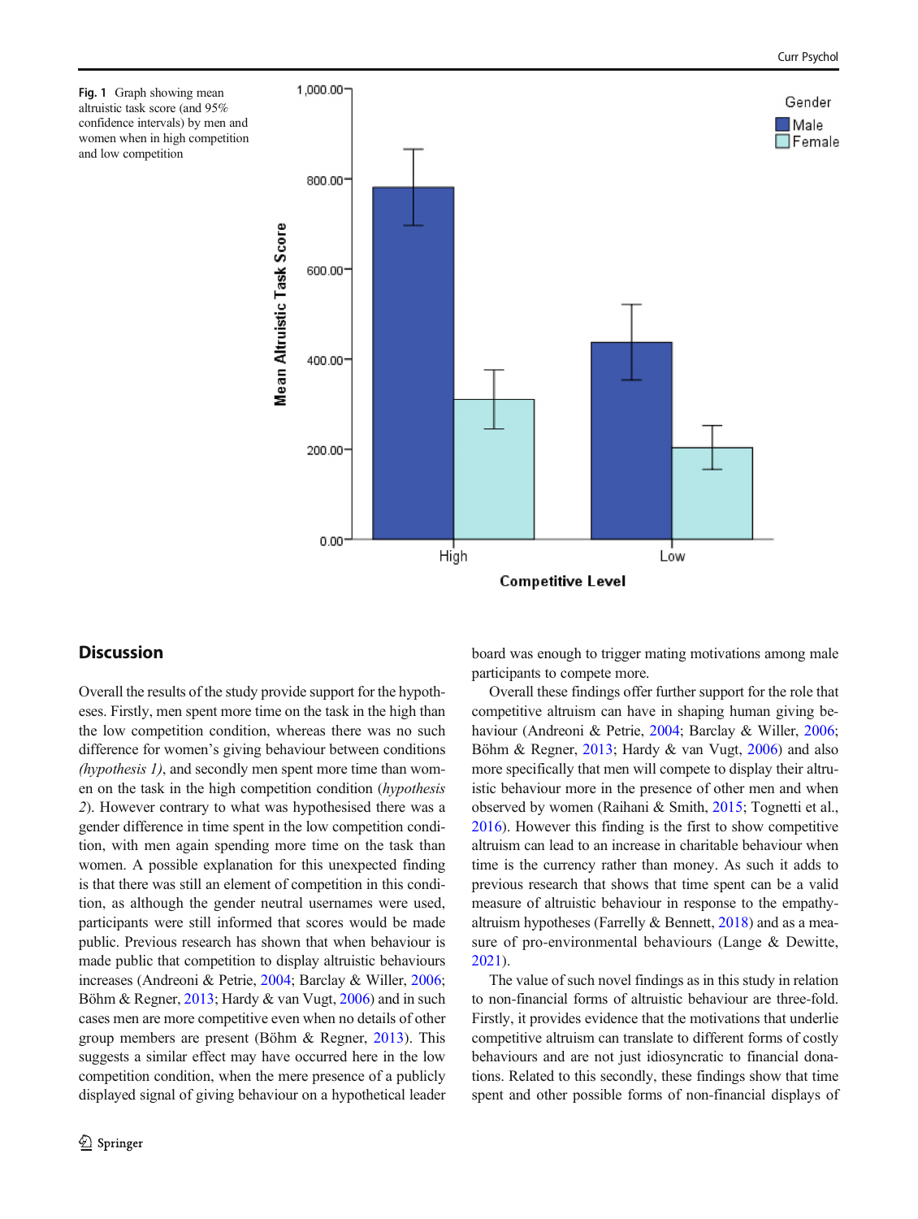**Fig. 1** Graph showing mean altruistic task score (and 95% confidence intervals) by men and women when in high competition and low competition

## Discussion

Overall the results of the study provide support for the hypotheses. Firstly, men spent more time on the task in the high than the low competition condition, whereas there was no such difference for women's giving behaviour between conditions *(hypothesis 1)*, and secondly men spent more time than women on the task in the high competition condition (*hypothesis 2*). However contrary to what was hypothesised there was a gender difference in time spent in the low competition condition, with men again spending more time on the task than women. A possible explanation for this unexpected finding is that there was still an element of competition in this condition, as although the gender neutral usernames were used, participants were still informed that scores would be made public. Previous research has shown that when behaviour is made public that competition to display altruistic behaviours increases (Andreoni & Petrie, 2004; Barclay & Willer, 2006; Böhm & Regner, 2013; Hardy & van Vugt, 2006) and in such cases men are more competitive even when no details of other group members are present (Böhm & Regner, 2013). This suggests a similar effect may have occurred here in the low competition condition, when the mere presence of a publicly displayed signal of giving behaviour on a hypothetical leader board was enough to trigger mating motivations among male participants to compete more.

Overall these findings offer further support for the role that competitive altruism can have in shaping human giving behaviour (Andreoni & Petrie, 2004; Barclay & Willer, 2006; Böhm & Regner, 2013; Hardy & van Vugt, 2006) and also more specifically that men will compete to display their altruistic behaviour more in the presence of other men and when observed by women (Raihani & Smith, 2015; Tognetti et al., 2016). However this finding is the first to show competitive altruism can lead to an increase in charitable behaviour when time is the currency rather than money. As such it adds to previous research that shows that time spent can be a valid measure of altruistic behaviour in response to the empathy-altruism hypotheses (Farrelly & Bennett, 2018) and as a measure of pro-environmental behaviours (Lange & Dewitte, 2021).

The value of such novel findings as in this study in relation to non-financial forms of altruistic behaviour are three-fold. Firstly, it provides evidence that the motivations that underlie competitive altruism can translate to different forms of costly behaviours and are not just idiosyncratic to financial donations. Related to this secondly, these findings show that time spent and other possible forms of non-financial displays of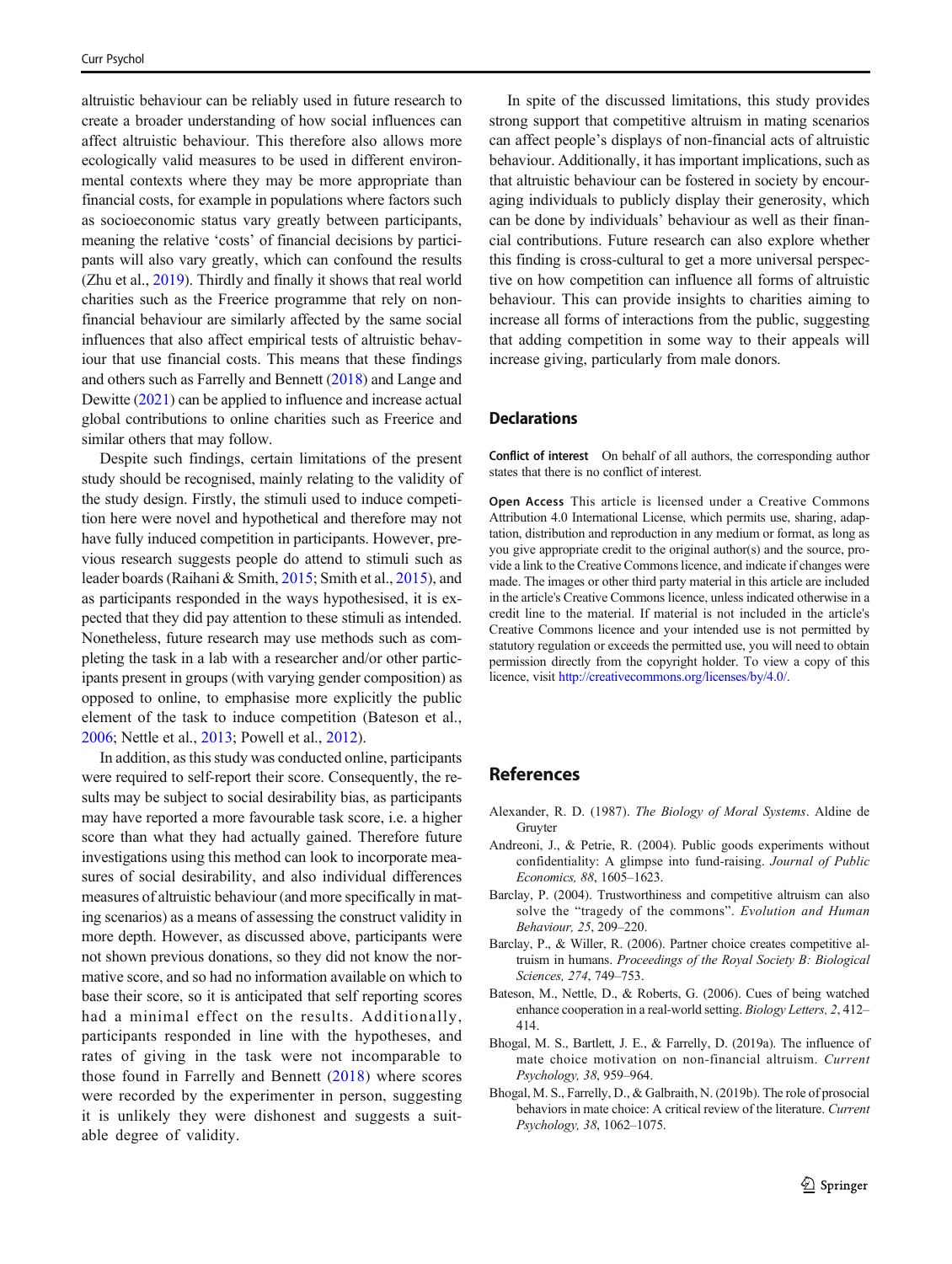altruistic behaviour can be reliably used in future research to create a broader understanding of how social influences can affect altruistic behaviour. This therefore also allows more ecologically valid measures to be used in different environmental contexts where they may be more appropriate than financial costs, for example in populations where factors such as socioeconomic status vary greatly between participants, meaning the relative 'costs' of financial decisions by participants will also vary greatly, which can confound the results (Zhu et al., 2019). Thirdly and finally it shows that real world charities such as the Freerice programme that rely on non-financial behaviour are similarly affected by the same social influences that also affect empirical tests of altruistic behaviour that use financial costs. This means that these findings and others such as Farrelly and Bennett (2018) and Lange and Dewitte (2021) can be applied to influence and increase actual global contributions to online charities such as Freerice and similar others that may follow.

Despite such findings, certain limitations of the present study should be recognised, mainly relating to the validity of the study design. Firstly, the stimuli used to induce competition here were novel and hypothetical and therefore may not have fully induced competition in participants. However, previous research suggests people do attend to stimuli such as leader boards (Raihani & Smith, 2015; Smith et al., 2015), and as participants responded in the ways hypothesised, it is expected that they did pay attention to these stimuli as intended. Nonetheless, future research may use methods such as completing the task in a lab with a researcher and/or other participants present in groups (with varying gender composition) as opposed to online, to emphasise more explicitly the public element of the task to induce competition (Bateson et al., 2006; Nettle et al., 2013; Powell et al., 2012).

In addition, as this study was conducted online, participants were required to self-report their score. Consequently, the results may be subject to social desirability bias, as participants may have reported a more favourable task score, i.e. a higher score than what they had actually gained. Therefore future investigations using this method can look to incorporate measures of social desirability, and also individual differences measures of altruistic behaviour (and more specifically in mating scenarios) as a means of assessing the construct validity in more depth. However, as discussed above, participants were not shown previous donations, so they did not know the normative score, and so had no information available on which to base their score, so it is anticipated that self reporting scores had a minimal effect on the results. Additionally, participants responded in line with the hypotheses, and rates of giving in the task were not incomparable to those found in Farrelly and Bennett (2018) where scores were recorded by the experimenter in person, suggesting it is unlikely they were dishonest and suggests a suitable degree of validity.

In spite of the discussed limitations, this study provides strong support that competitive altruism in mating scenarios can affect people's displays of non-financial acts of altruistic behaviour. Additionally, it has important implications, such as that altruistic behaviour can be fostered in society by encouraging individuals to publicly display their generosity, which can be done by individuals' behaviour as well as their financial contributions. Future research can also explore whether this finding is cross-cultural to get a more universal perspective on how competition can influence all forms of altruistic behaviour. This can provide insights to charities aiming to increase all forms of interactions from the public, suggesting that adding competition in some way to their appeals will increase giving, particularly from male donors.

## Declarations

**Conflict of interest** On behalf of all authors, the corresponding author states that there is no conflict of interest.

**Open Access** This article is licensed under a Creative Commons Attribution 4.0 International License, which permits use, sharing, adaptation, distribution and reproduction in any medium or format, as long as you give appropriate credit to the original author(s) and the source, provide a link to the Creative Commons licence, and indicate if changes were made. The images or other third party material in this article are included in the article's Creative Commons licence, unless indicated otherwise in a credit line to the material. If material is not included in the article's Creative Commons licence and your intended use is not permitted by statutory regulation or exceeds the permitted use, you will need to obtain permission directly from the copyright holder. To view a copy of this licence, visit http://creativecommons.org/licenses/by/4.0/.

## References

Alexander, R. D. (1987). *The Biology of Moral Systems*. Aldine de Gruyter

Andreoni, J., & Petrie, R. (2004). Public goods experiments without confidentiality: A glimpse into fund-raising. *Journal of Public Economics, 88*, 1605–1623.

Barclay, P. (2004). Trustworthiness and competitive altruism can also solve the "tragedy of the commons". *Evolution and Human Behaviour, 25*, 209–220.

Barclay, P., & Willer, R. (2006). Partner choice creates competitive altruism in humans. *Proceedings of the Royal Society B: Biological Sciences, 274*, 749–753.

Bateson, M., Nettle, D., & Roberts, G. (2006). Cues of being watched enhance cooperation in a real-world setting. *Biology Letters, 2*, 412–414.

Bhogal, M. S., Bartlett, J. E., & Farrelly, D. (2019a). The influence of mate choice motivation on non-financial altruism. *Current Psychology, 38*, 959–964.

Bhogal, M. S., Farrelly, D., & Galbraith, N. (2019b). The role of prosocial behaviors in mate choice: A critical review of the literature. *Current Psychology, 38*, 1062–1075.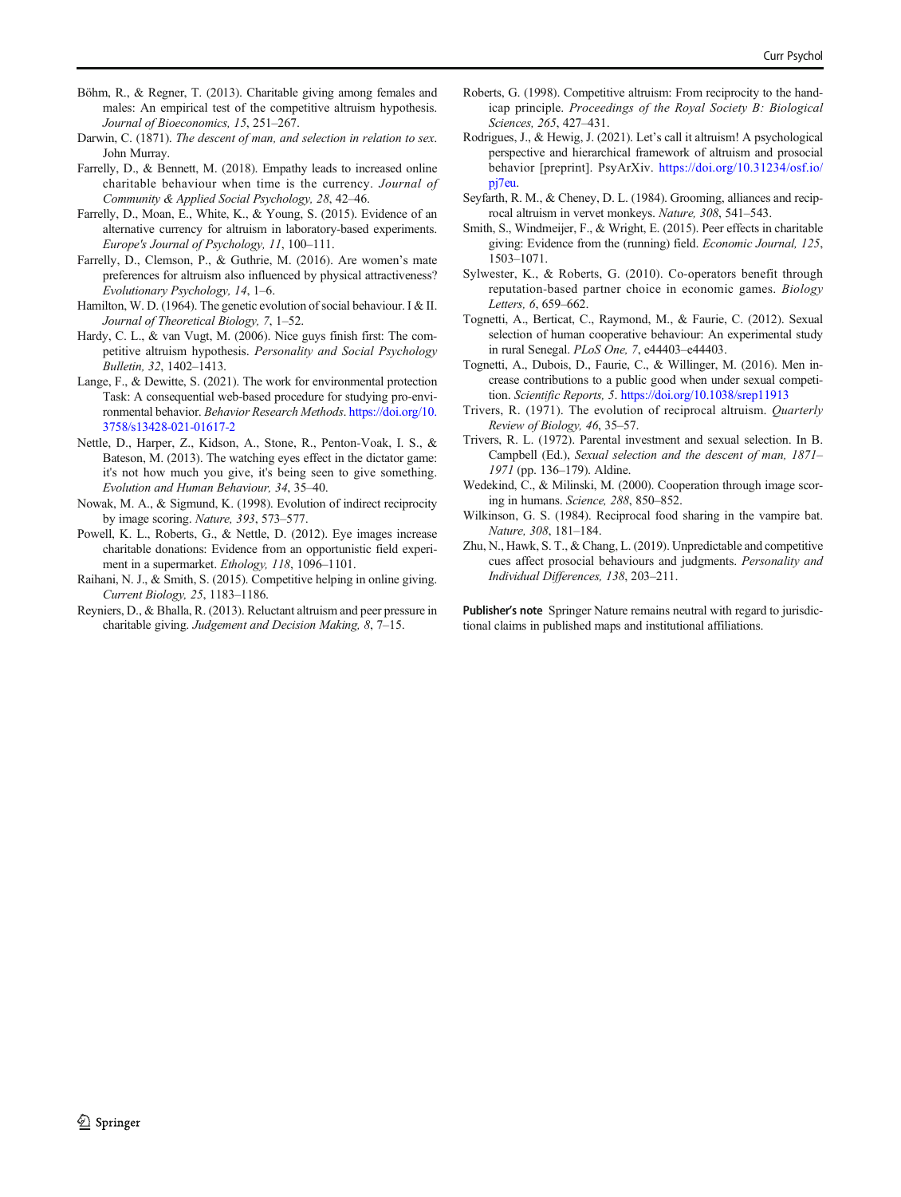Böhm, R., & Regner, T. (2013). Charitable giving among females and males: An empirical test of the competitive altruism hypothesis. *Journal of Bioeconomics, 15*, 251–267.

Darwin, C. (1871). *The descent of man, and selection in relation to sex*. John Murray.

Farrelly, D., & Bennett, M. (2018). Empathy leads to increased online charitable behaviour when time is the currency. *Journal of Community & Applied Social Psychology, 28*, 42–46.

Farrelly, D., Moan, E., White, K., & Young, S. (2015). Evidence of an alternative currency for altruism in laboratory-based experiments. *Europe's Journal of Psychology, 11*, 100–111.

Farrelly, D., Clemson, P., & Guthrie, M. (2016). Are women's mate preferences for altruism also influenced by physical attractiveness? *Evolutionary Psychology, 14*, 1–6.

Hamilton, W. D. (1964). The genetic evolution of social behaviour. I & II. *Journal of Theoretical Biology, 7*, 1–52.

Hardy, C. L., & van Vugt, M. (2006). Nice guys finish first: The competitive altruism hypothesis. *Personality and Social Psychology Bulletin, 32*, 1402–1413.

Lange, F., & Dewitte, S. (2021). The work for environmental protection Task: A consequential web-based procedure for studying pro-environmental behavior. *Behavior Research Methods*. https://doi.org/10.3758/s13428-021-01617-2

Nettle, D., Harper, Z., Kidson, A., Stone, R., Penton-Voak, I. S., & Bateson, M. (2013). The watching eyes effect in the dictator game: it's not how much you give, it's being seen to give something. *Evolution and Human Behaviour, 34*, 35–40.

Nowak, M. A., & Sigmund, K. (1998). Evolution of indirect reciprocity by image scoring. *Nature, 393*, 573–577.

Powell, K. L., Roberts, G., & Nettle, D. (2012). Eye images increase charitable donations: Evidence from an opportunistic field experiment in a supermarket. *Ethology, 118*, 1096–1101.

Raihani, N. J., & Smith, S. (2015). Competitive helping in online giving. *Current Biology, 25*, 1183–1186.

Reyniers, D., & Bhalla, R. (2013). Reluctant altruism and peer pressure in charitable giving. *Judgement and Decision Making, 8*, 7–15.

Roberts, G. (1998). Competitive altruism: From reciprocity to the handicap principle. *Proceedings of the Royal Society B: Biological Sciences, 265*, 427–431.

Rodrigues, J., & Hewig, J. (2021). Let's call it altruism! A psychological perspective and hierarchical framework of altruism and prosocial behavior [preprint]. PsyArXiv. https://doi.org/10.31234/osf.io/pj7eu.

Seyfarth, R. M., & Cheney, D. L. (1984). Grooming, alliances and reciprocal altruism in vervet monkeys. *Nature, 308*, 541–543.

Smith, S., Windmeijer, F., & Wright, E. (2015). Peer effects in charitable giving: Evidence from the (running) field. *Economic Journal, 125*, 1503–1071.

Sylwester, K., & Roberts, G. (2010). Co-operators benefit through reputation-based partner choice in economic games. *Biology Letters, 6*, 659–662.

Tognetti, A., Berticat, C., Raymond, M., & Faurie, C. (2012). Sexual selection of human cooperative behaviour: An experimental study in rural Senegal. *PLoS One, 7*, e44403–e44403.

Tognetti, A., Dubois, D., Faurie, C., & Willinger, M. (2016). Men increase contributions to a public good when under sexual competition. *Scientific Reports, 5*. https://doi.org/10.1038/srep11913

Trivers, R. (1971). The evolution of reciprocal altruism. *Quarterly Review of Biology, 46*, 35–57.

Trivers, R. L. (1972). Parental investment and sexual selection. In B. Campbell (Ed.), *Sexual selection and the descent of man, 1871–1971* (pp. 136–179). Aldine.

Wedekind, C., & Milinski, M. (2000). Cooperation through image scoring in humans. *Science, 288*, 850–852.

Wilkinson, G. S. (1984). Reciprocal food sharing in the vampire bat. *Nature, 308*, 181–184.

Zhu, N., Hawk, S. T., & Chang, L. (2019). Unpredictable and competitive cues affect prosocial behaviours and judgments. *Personality and Individual Differences, 138*, 203–211.

**Publisher's note** Springer Nature remains neutral with regard to jurisdictional claims in published maps and institutional affiliations.